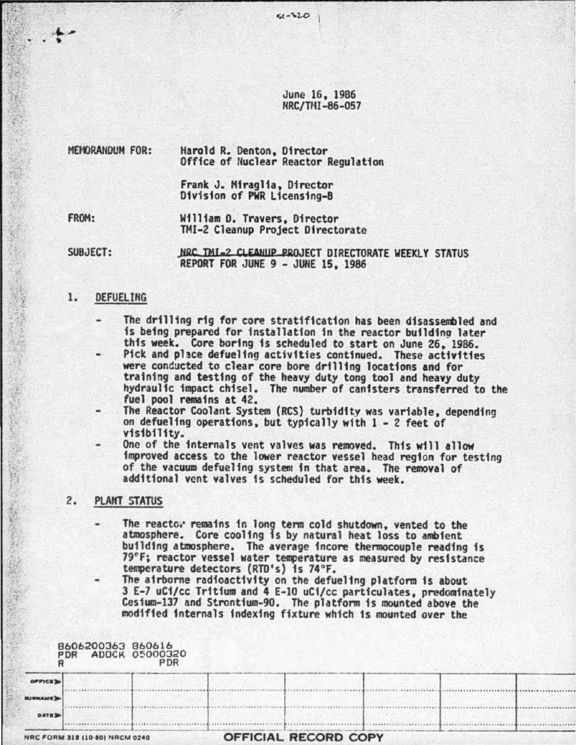June 16, 1986
NRC/TMI-86-057

MEMORANDUM FOR: Harold R. Denton, Director
Office of Nuclear Reactor Regulation

Frank J. Miraglia, Director
Division of PWR Licensing-B

FROM: William D. Travers, Director
TMI-2 Cleanup Project Directorate

SUBJECT: NRC TMI-2 CLEANUP PROJECT DIRECTORATE WEEKLY STATUS REPORT FOR JUNE 9 - JUNE 15, 1986

## 1. DEFUELING

- The drilling rig for core stratification has been disassembled and is being prepared for installation in the reactor building later this week. Core boring is scheduled to start on June 26, 1986.
- Pick and place defueling activities continued. These activities were conducted to clear core bore drilling locations and for training and testing of the heavy duty tong tool and heavy duty hydraulic impact chisel. The number of canisters transferred to the fuel pool remains at 42.
- The Reactor Coolant System (RCS) turbidity was variable, depending on defueling operations, but typically with 1 - 2 feet of visibility.
- One of the internals vent valves was removed. This will allow improved access to the lower reactor vessel head region for testing of the vacuum defueling system in that area. The removal of additional vent valves is scheduled for this week.

## 2. PLANT STATUS

- The reactor remains in long term cold shutdown, vented to the atmosphere. Core cooling is by natural heat loss to ambient building atmosphere. The average incore thermocouple reading is 79°F; reactor vessel water temperature as measured by resistance temperature detectors (RTD's) is 74°F.
- The airborne radioactivity on the defueling platform is about 3 E-7 uCi/cc Tritium and 4 E-10 uCi/cc particulates, predominately Cesium-137 and Strontium-90. The platform is mounted above the modified internals indexing fixture which is mounted over the

8606200363 860616
PDR ADOCK 05000320
R PDR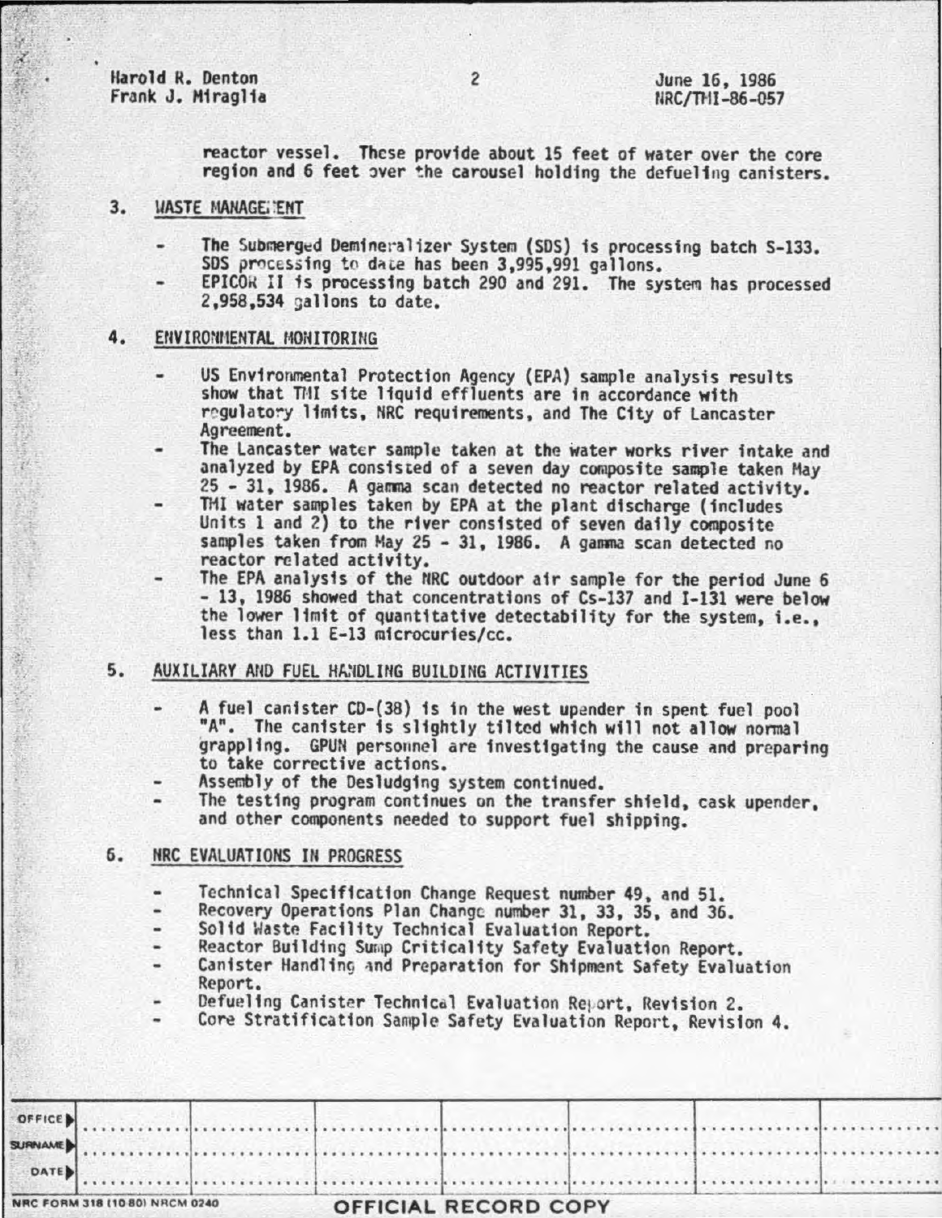reactor vessel. These provide about 15 feet of water over the core region and 6 feet over the carousel holding the defueling canisters.

3. WASTE MANAGEMENT

- The Submerged Demineralizer System (SDS) is processing batch S-133. SDS processing to date has been 3,995,991 gallons.
- EPICOR II is processing batch 290 and 291. The system has processed 2,958,534 gallons to date.

4. ENVIRONMENTAL MONITORING

- US Environmental Protection Agency (EPA) sample analysis results show that TMI site liquid effluents are in accordance with regulatory limits, NRC requirements, and The City of Lancaster Agreement.
- The Lancaster water sample taken at the water works river intake and analyzed by EPA consisted of a seven day composite sample taken May 25 - 31, 1986. A gamma scan detected no reactor related activity.
- TMI water samples taken by EPA at the plant discharge (includes Units 1 and 2) to the river consisted of seven daily composite samples taken from May 25 - 31, 1986. A gamma scan detected no reactor related activity.
- The EPA analysis of the NRC outdoor air sample for the period June 6 - 13, 1986 showed that concentrations of Cs-137 and I-131 were below the lower limit of quantitative detectability for the system, i.e., less than 1.1 E-13 microcuries/cc.

5. AUXILIARY AND FUEL HANDLING BUILDING ACTIVITIES

- A fuel canister CD-(38) is in the west upender in spent fuel pool "A". The canister is slightly tilted which will not allow normal grappling. GPUN personnel are investigating the cause and preparing to take corrective actions.
- Assembly of the Desludging system continued.
- The testing program continues on the transfer shield, cask upender, and other components needed to support fuel shipping.

6. NRC EVALUATIONS IN PROGRESS

- Technical Specification Change Request number 49, and 51.
- Recovery Operations Plan Change number 31, 33, 35, and 36.
- Solid Waste Facility Technical Evaluation Report.
- Reactor Building Sump Criticality Safety Evaluation Report.
- Canister Handling and Preparation for Shipment Safety Evaluation Report.
- Defueling Canister Technical Evaluation Report, Revision 2.
- Core Stratification Sample Safety Evaluation Report, Revision 4.

| OFFICE | | | | | | | |
|---|---|---|---|---|---|---|---|
| SURNAME | | | | | | | |
| DATE | | | | | | | |

NRC FORM 318 (10 80) NRCM 0240

OFFICIAL RECORD COPY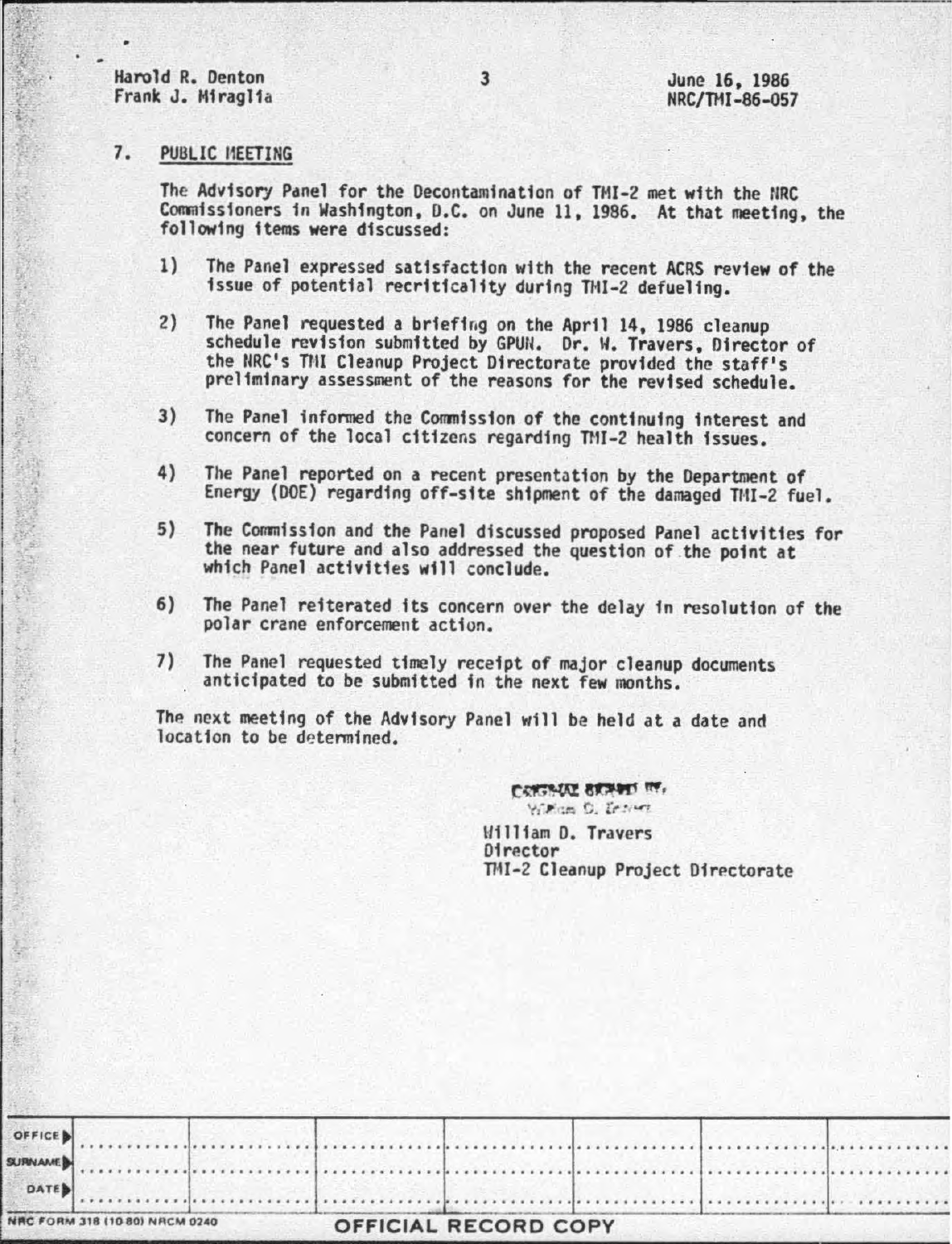## 7. PUBLIC MEETING

The Advisory Panel for the Decontamination of TMI-2 met with the NRC Commissioners in Washington, D.C. on June 11, 1986. At that meeting, the following items were discussed:

1) The Panel expressed satisfaction with the recent ACRS review of the issue of potential recriticality during TMI-2 defueling.

2) The Panel requested a briefing on the April 14, 1986 cleanup schedule revision submitted by GPUN. Dr. W. Travers, Director of the NRC's TMI Cleanup Project Directorate provided the staff's preliminary assessment of the reasons for the revised schedule.

3) The Panel informed the Commission of the continuing interest and concern of the local citizens regarding TMI-2 health issues.

4) The Panel reported on a recent presentation by the Department of Energy (DOE) regarding off-site shipment of the damaged TMI-2 fuel.

5) The Commission and the Panel discussed proposed Panel activities for the near future and also addressed the question of the point at which Panel activities will conclude.

6) The Panel reiterated its concern over the delay in resolution of the polar crane enforcement action.

7) The Panel requested timely receipt of major cleanup documents anticipated to be submitted in the next few months.

The next meeting of the Advisory Panel will be held at a date and location to be determined.

ORIGINAL SIGNED BY
William D. Travers

William D. Travers
Director
TMI-2 Cleanup Project Directorate

| OFFICE ▶ | | | | | | |
|---|---|---|---|---|---|---|
| SURNAME ▶ | | | | | | |
| DATE ▶ | | | | | | |

NRC FORM 318 (10 80) NRCM 0240

OFFICIAL RECORD COPY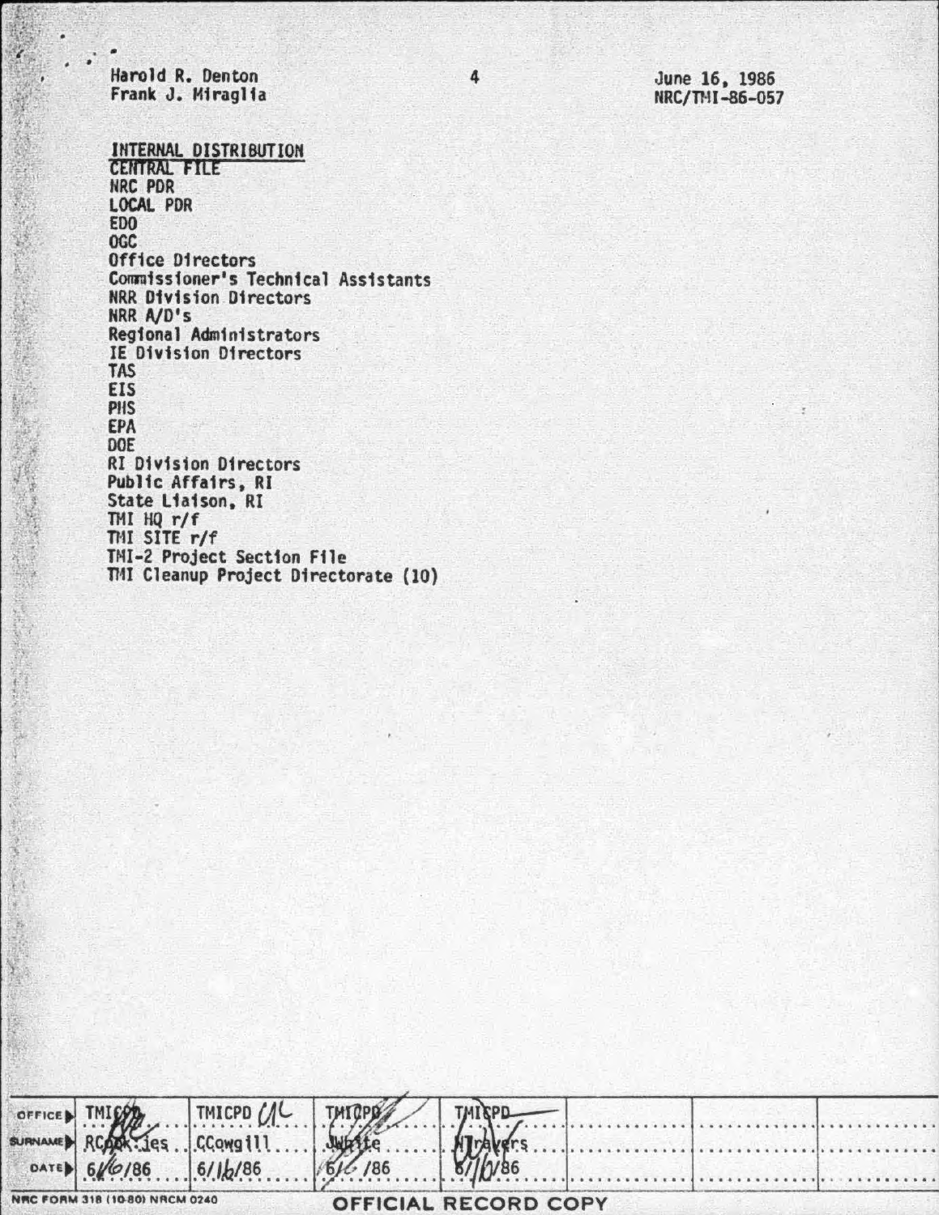Harold R. Denton
Frank J. Miraglia

June 16, 1986
NRC/TMI-86-057

**INTERNAL DISTRIBUTION**

CENTRAL FILE
NRC PDR
LOCAL PDR
EDO
OGC
Office Directors
Commissioner's Technical Assistants
NRR Division Directors
NRR A/D's
Regional Administrators
IE Division Directors
TAS
EIS
PHS
EPA
DOE
RI Division Directors
Public Affairs, RI
State Liaison, RI
TMI HQ r/f
TMI SITE r/f
TMI-2 Project Section File
TMI Cleanup Project Directorate (10)

| | | | | | | | |
|---|---|---|---|---|---|---|---|
| OFFICE | TMICPD | TMICPD | TMICPD | TMICPD | | | |
| SURNAME | RCook:les | CCowgill | JWhite | WTravers | | | |
| DATE | 6/16/86 | 6/16/86 | 6/16/86 | 6/16/86 | | | |

NRC FORM 318 (10-80) NRCM 0240

OFFICIAL RECORD COPY